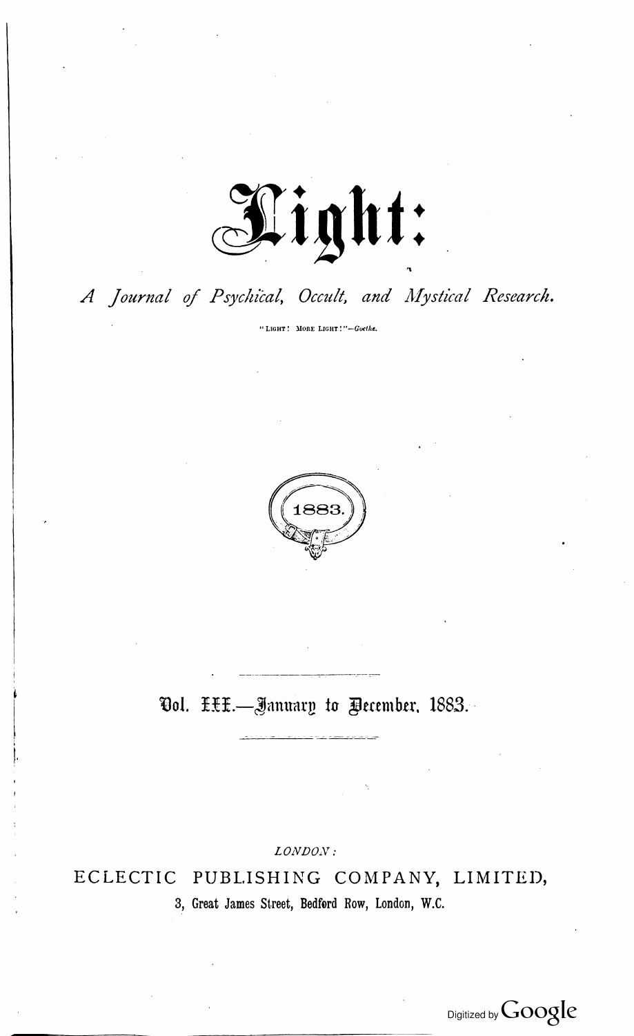# Light:

*A Journal of Psychical, Occult, and Mystical Research.*

"LIGHT! MORE LIGHT!"—*Goethe.*

1883.

Vol. III.—January to December, 1883.

*LONDON:*

ECLECTIC PUBLISHING COMPANY, LIMITED,

3, Great James Street, Bedford Row, London, W.C.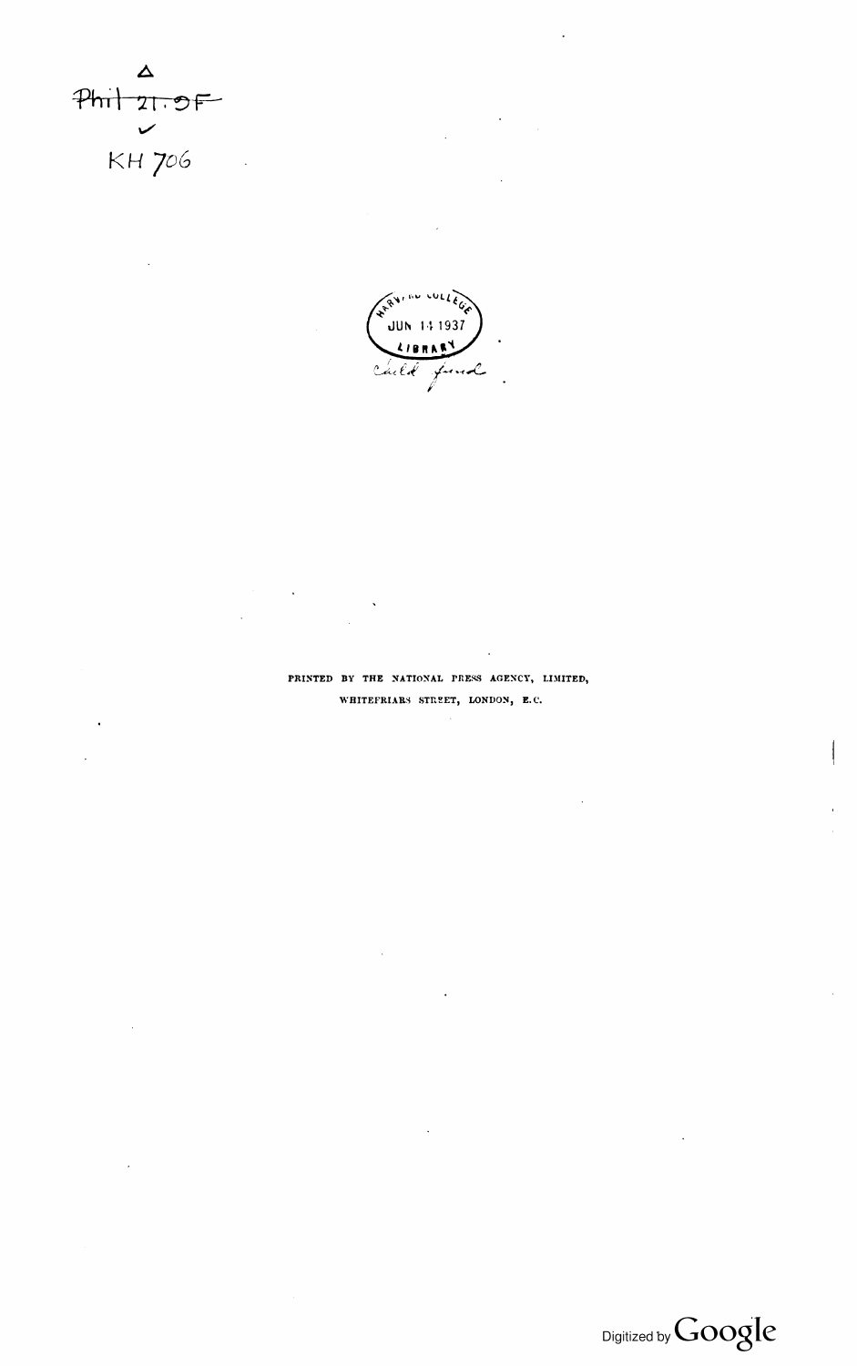Phil 21.9F

KH 706

HARVARD COLLEGE
JUN 14 1937
LIBRARY

Child fund

PRINTED BY THE NATIONAL PRESS AGENCY, LIMITED,
WHITEFRIARS STREET, LONDON, E.C.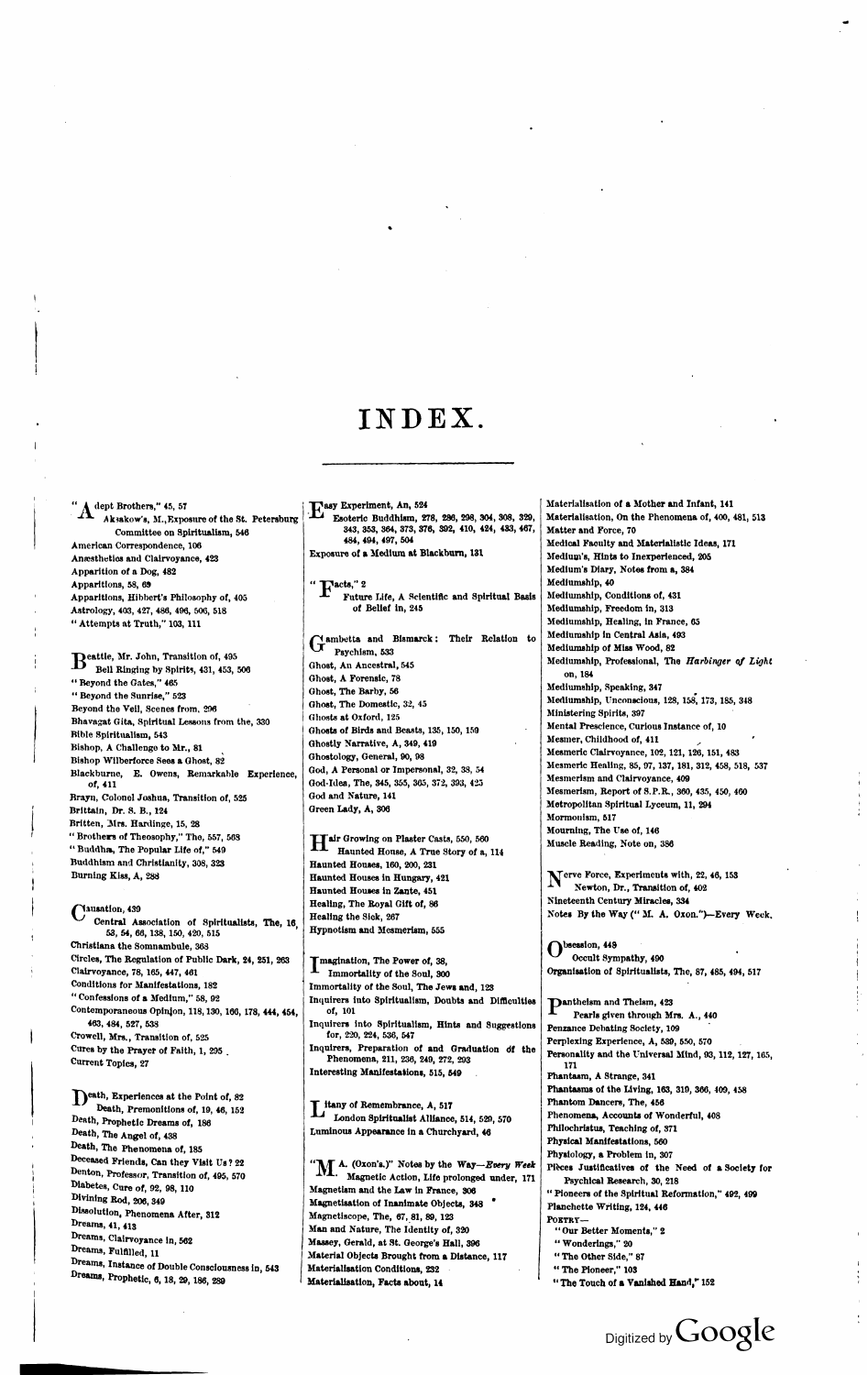# INDEX.

"Adept Brothers," 45, 57
Aksakow's, M., Exposure of the St. Petersburg Committee on Spiritualism, 546
American Correspondence, 106
Anæsthetics and Clairvoyance, 423
Apparition of a Dog, 482
Apparitions, 58, 69
Apparitions, Hibbert's Philosophy of, 405
Astrology, 403, 427, 486, 496, 506, 518
"Attempts at Truth," 103, 111

Beattie, Mr. John, Transition of, 495
Bell Ringing by Spirits, 431, 453, 506
"Beyond the Gates," 465
"Beyond the Sunrise," 523
Beyond the Veil, Scenes from, 296
Bhavagat Gita, Spiritual Lessons from the, 330
Bible Spiritualism, 543
Bishop, A Challenge to Mr., 81
Bishop Wilberforce Sees a Ghost, 82
Blackburne, E. Owens, Remarkable Experience, of, 411
Brayn, Colonel Joshua, Transition of, 525
Brittain, Dr. S. B., 124
Britten, Mrs. Hardinge, 15, 28
"Brothers of Theosophy," The, 557, 568
"Buddha, The Popular Life of," 549
Buddhism and Christianity, 308, 323
Burning Kiss, A, 288

Causation, 439
Central Association of Spiritualists, The, 16, 53, 54, 66, 138, 150, 420, 515
Christiana the Somnambule, 368
Circles, The Regulation of Public Dark, 24, 251, 263
Clairvoyance, 78, 165, 447, 461
Conditions for Manifestations, 182
"Confessions of a Medium," 58, 92
Contemporaneous Opinion, 118, 130, 166, 178, 444, 454, 463, 484, 527, 538
Crowell, Mrs., Transition of, 525
Cures by the Prayer of Faith, 1, 295
Current Topics, 27

Death, Experiences at the Point of, 82
Death, Premonitions of, 19, 46, 152
Death, Prophetic Dreams of, 186
Death, The Angel of, 438
Death, The Phenomena of, 185
Deceased Friends, Can they Visit Us? 22
Denton, Professor, Transition of, 495, 570
Diabetes, Cure of, 92, 98, 110
Divining Rod, 206, 349
Dissolution, Phenomena After, 312
Dreams, 41, 413
Dreams, Clairvoyance in, 562
Dreams, Fulfilled, 11
Dreams, Instance of Double Consciousness in, 543
Dreams, Prophetic, 6, 18, 29, 186, 289

Easy Experiment, An, 524
Esoteric Buddhism, 278, 286, 298, 304, 308, 329, 343, 353, 364, 373, 376, 392, 410, 424, 433, 467, 484, 494, 497, 504
Exposure of a Medium at Blackburn, 131

"Facts," 2
Future Life, A Scientific and Spiritual Basis of Belief in, 245

Gambetta and Bismarck: Their Relation to Psychism, 533
Ghost, An Ancestral, 545
Ghost, A Forensic, 78
Ghost, The Barby, 56
Ghost, The Domestic, 32, 45
Ghosts at Oxford, 125
Ghosts of Birds and Beasts, 135, 150, 159
Ghostly Narrative, A, 349, 419
Ghostology, General, 90, 98
God, A Personal or Impersonal, 32, 38, 54
God-Idea, The, 345, 355, 365, 372, 393, 425
God and Nature, 141
Green Lady, A, 306

Hair Growing on Plaster Casts, 550, 560
Haunted House, A True Story of a, 114
Haunted Houses, 160, 200, 231
Haunted Houses in Hungary, 421
Haunted Houses in Zante, 451
Healing, The Royal Gift of, 86
Healing the Sick, 267
Hypnotism and Mesmerism, 555

Imagination, The Power of, 38,
Immortality of the Soul, 300
Immortality of the Soul, The Jews and, 123
Inquirers into Spiritualism, Doubts and Difficulties of, 101
Inquirers into Spiritualism, Hints and Suggestions for, 220, 224, 536, 547
Inquirers, Preparation of and Graduation of the Phenomena, 211, 236, 249, 272, 293
Interesting Manifestations, 515, 549

Litany of Remembrance, A, 517
London Spiritualist Alliance, 514, 529, 570
Luminous Appearance in a Churchyard, 46

"M. A. (Oxon's.)" Notes by the Way—*Every Week*
Magnetic Action, Life prolonged under, 171
Magnetism and the Law in France, 306
Magnetisation of Inanimate Objects, 348
Magnetiscope, The, 67, 81, 89, 123
Man and Nature, The Identity of, 320
Massey, Gerald, at St. George's Hall, 396
Material Objects Brought from a Distance, 117
Materialisation Conditions, 232
Materialisation, Facts about, 14
Materialisation of a Mother and Infant, 141
Materialisation, On the Phenomena of, 400, 481, 513
Matter and Force, 70
Medical Faculty and Materialistic Ideas, 171
Medium's, Hints to Inexperienced, 205
Medium's Diary, Notes from a, 384
Mediumship, 40
Mediumship, Conditions of, 431
Mediumship, Freedom in, 313
Mediumship, Healing, in France, 65
Mediumship in Central Asia, 493
Mediumship of Miss Wood, 82
Mediumship, Professional, The *Harbinger of Light* on, 184
Mediumship, Speaking, 347
Mediumship, Unconscious, 128, 158, 173, 185, 348
Ministering Spirits, 397
Mental Prescience, Curious Instance of, 10
Mesmer, Childhood of, 411
Mesmeric Clairvoyance, 102, 121, 126, 151, 483
Mesmeric Healing, 85, 97, 137, 181, 312, 458, 518, 537
Mesmerism and Clairvoyance, 409
Mesmerism, Report of S.P.R., 360, 435, 450, 460
Metropolitan Spiritual Lyceum, 11, 294
Mormonism, 517
Mourning, The Use of, 146
Muscle Reading, Note on, 386

Nerve Force, Experiments with, 22, 46, 153
Newton, Dr., Transition of, 402
Nineteenth Century Miracles, 334
Notes By the Way ("M. A. Oxon.")—Every Week.

Obsession, 448
Occult Sympathy, 490
Organisation of Spiritualists, The, 87, 485, 494, 517

Pantheism and Theism, 423
Pearls given through Mrs. A., 440
Penzance Debating Society, 109
Perplexing Experience, A, 539, 550, 570
Personality and the Universal Mind, 93, 112, 127, 165, 171
Phantasm, A Strange, 341
Phantasms of the Living, 163, 319, 366, 409, 458
Phantom Dancers, The, 456
Phenomena, Accounts of Wonderful, 408
Philochristus, Teaching of, 371
Physical Manifestations, 560
Physiology, a Problem in, 307
Pièces Justificatives of the Need of a Society for Psychical Research, 30, 218
"Pioneers of the Spiritual Reformation," 492, 499
Planchette Writing, 124, 446
POETRY—
"Our Better Moments," 2
"Wonderings," 20
"The Other Side," 87
"The Pioneer," 103
"The Touch of a Vanished Hand," 152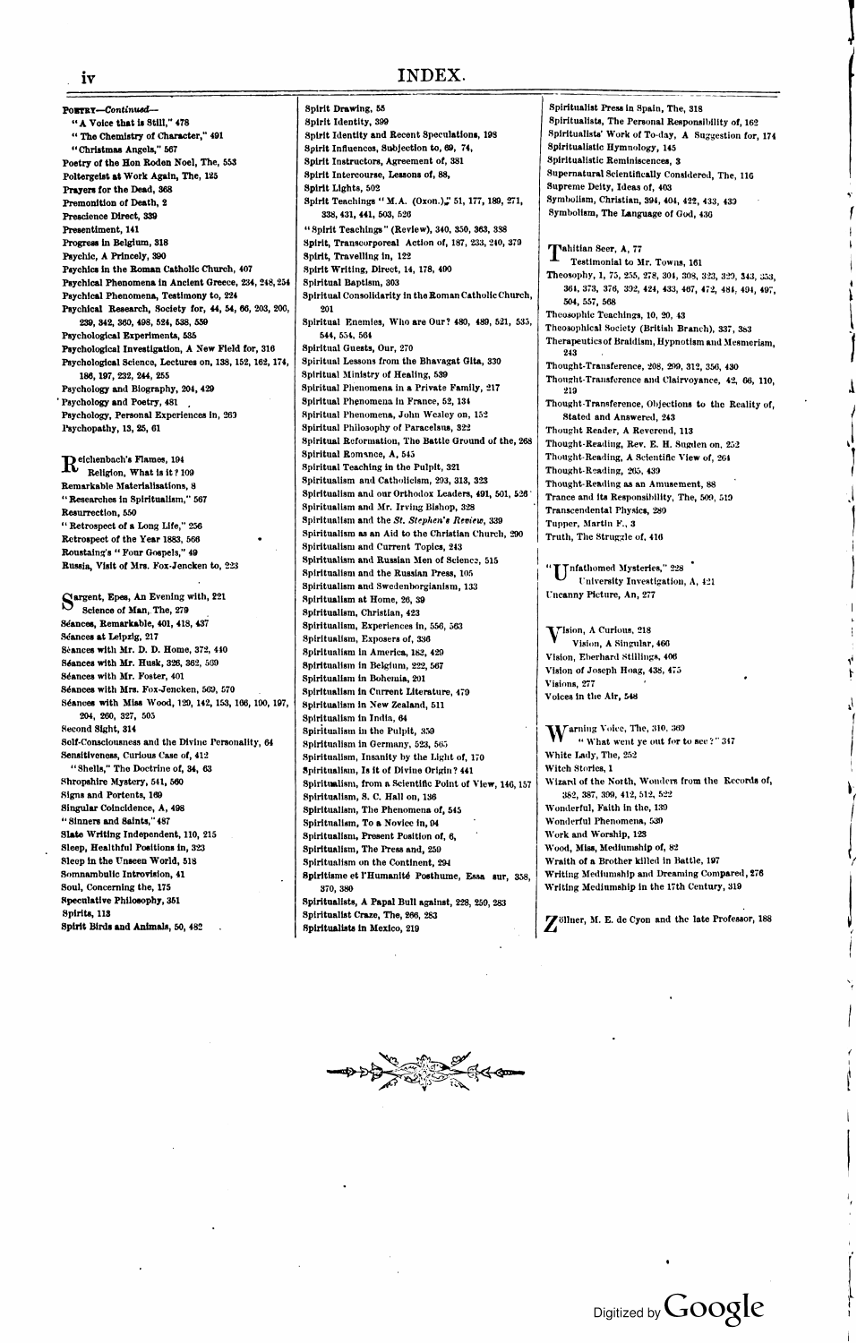POETRY—*Continued*—
"A Voice that is Still," 478
"The Chemistry of Character," 491
"Christmas Angels," 567
Poetry of the Hon Roden Noel, The, 553
Poltergeist at Work Again, The, 125
Prayers for the Dead, 368
Premonition of Death, 2
Prescience Direct, 339
Presentiment, 141
Progress in Belgium, 318
Psychic, A Princely, 390
Psychics in the Roman Catholic Church, 407
Psychical Phenomena in Ancient Greece, 234, 248, 254
Psychical Phenomena, Testimony to, 224
Psychical Research, Society for, 44, 54, 66, 203, 206, 239, 342, 360, 498, 524, 538, 559
Psychological Experiments, 535
Psychological Investigation, A New Field for, 316
Psychological Science, Lectures on, 138, 152, 162, 174, 186, 197, 232, 244, 255
Psychology and Biography, 204, 429
Psychology and Poetry, 481
Psychology, Personal Experiences in, 263
Psychopathy, 13, 25, 61

Reichenbach's Flames, 194
Religion, What is it? 109
Remarkable Materialisations, 8
"Researches in Spiritualism," 567
Resurrection, 550
"Retrospect of a Long Life," 256
Retrospect of the Year 1883, 566
Roustaing's "Four Gospels," 49
Russia, Visit of Mrs. Fox-Jencken to, 223

Sargent, Epes, An Evening with, 221
Science of Man, The, 279
Séances, Remarkable, 401, 418, 437
Séances at Leipzig, 217
Séances with Mr. D. D. Home, 372, 440
Séances with Mr. Husk, 326, 362, 569
Séances with Mr. Foster, 401
Séances with Mrs. Fox-Jencken, 569, 570
Séances with Miss Wood, 129, 142, 153, 166, 190, 197, 204, 260, 327, 505
Second Sight, 314
Self-Consciousness and the Divine Personality, 64
Sensitiveness, Curious Case of, 412
"Shells," The Doctrine of, 34, 63
Shropshire Mystery, 541, 560
Signs and Portents, 169
Singular Coincidence, A, 498
"Sinners and Saints," 487
Slate Writing Independent, 110, 215
Sleep, Healthful Positions in, 323
Sleep in the Unseen World, 518
Somnambulic Introvision, 41
Soul, Concerning the, 175
Speculative Philosophy, 351
Spirits, 113
Spirit Birds and Animals, 50, 482
Spirit Drawing, 55
Spirit Identity, 399
Spirit Identity and Recent Speculations, 198
Spirit Influences, Subjection to, 69, 74,
Spirit Instructors, Agreement of, 381
Spirit Intercourse, Lessons of, 88,
Spirit Lights, 502
Spirit Teachings "M.A. (Oxon.)," 51, 177, 189, 271, 338, 431, 441, 503, 526
"Spirit Teachings" (Review), 340, 350, 363, 388
Spirit, Transcorporeal Action of, 187, 233, 240, 379
Spirit, Travelling in, 122
Spirit Writing, Direct, 14, 178, 490
Spiritual Baptism, 363
Spiritual Consolidarity in the Roman Catholic Church, 201
Spiritual Enemies, Who are Our? 480, 489, 521, 535, 544, 554, 564
Spiritual Guests, Our, 270
Spiritual Lessons from the Bhavagat Gita, 330
Spiritual Ministry of Healing, 539
Spiritual Phenomena in a Private Family, 217
Spiritual Phenomena in France, 52, 134
Spiritual Phenomena, John Wesley on, 152
Spiritual Philosophy of Paracelsus, 322
Spiritual Reformation, The Battle Ground of the, 268
Spiritual Romance, A, 545
Spiritual Teaching in the Pulpit, 321
Spiritualism and Catholicism, 293, 313, 323
Spiritualism and our Orthodox Leaders, 491, 501, 526
Spiritualism and Mr. Irving Bishop, 328
Spiritualism and the *St. Stephen's Review*, 339
Spiritualism as an Aid to the Christian Church, 290
Spiritualism and Current Topics, 243
Spiritualism and Russian Men of Science, 515
Spiritualism and the Russian Press, 105
Spiritualism and Swedenborgianism, 133
Spiritualism at Home, 26, 39
Spiritualism, Christian, 423
Spiritualism, Experiences in, 556, 563
Spiritualism, Exposers of, 336
Spiritualism in America, 182, 429
Spiritualism in Belgium, 222, 567
Spiritualism in Bohemia, 201
Spiritualism in Current Literature, 479
Spiritualism in New Zealand, 511
Spiritualism in India, 64
Spiritualism in the Pulpit, 359
Spiritualism in Germany, 523, 565
Spiritualism, Insanity by the Light of, 170
Spiritualism, Is it of Divine Origin? 441
Spiritualism, from a Scientific Point of View, 146, 157
Spiritualism, S. C. Hall on, 136
Spiritualism, The Phenomena of, 545
Spiritualism, To a Novice in, 94
Spiritualism, Present Position of, 6,
Spiritualism, The Press and, 259
Spiritualism on the Continent, 294
Spiritisme et l'Humanité Posthume, Essa sur, 358, 370, 380
Spiritualists, A Papal Bull against, 228, 259, 283
Spiritualist Craze, The, 266, 283
Spiritualists in Mexico, 219
Spiritualist Press in Spain, The, 318
Spiritualists, The Personal Responsibility of, 162
Spiritualists' Work of To-day, A Suggestion for, 174
Spiritualistic Hymnology, 145
Spiritualistic Reminiscences, 3
Supernatural Scientifically Considered, The, 116
Supreme Deity, Ideas of, 403
Symbolism, Christian, 394, 404, 422, 433, 439
Symbolism, The Language of God, 436

Tahitian Seer, A, 77
Testimonial to Mr. Towns, 161
Theosophy, 1, 75, 255, 278, 304, 308, 323, 329, 343, 353, 361, 373, 376, 392, 424, 433, 467, 472, 481, 494, 497, 504, 557, 568
Theosophic Teachings, 10, 20, 43
Theosophical Society (British Branch), 337, 383
Therapeutics of Braidism, Hypnotism and Mesmerism, 243
Thought-Transference, 208, 299, 312, 356, 430
Thought-Transference and Clairvoyance, 42, 66, 110, 219
Thought-Transference, Objections to the Reality of, Stated and Answered, 243
Thought Reader, A Reverend, 113
Thought-Reading, Rev. E. H. Sugden on, 252
Thought-Reading, A Scientific View of, 264
Thought-Reading, 265, 439
Thought-Reading as an Amusement, 88
Trance and its Responsibility, The, 509, 519
Transcendental Physics, 289
Tupper, Martin F., 3
Truth, The Struggle of, 416

"Unfathomed Mysteries," 228
University Investigation, A, 421
Uncanny Picture, An, 277

Vision, A Curious, 218
Vision, A Singular, 466
Vision, Eberhard Stillings, 406
Vision of Joseph Hoag, 438, 475
Visions, 277
Voices in the Air, 548

Warning Voice, The, 310, 369
"What went ye out for to see?" 347
White Lady, The, 252
Witch Stories, 1
Wizard of the North, Wonders from the Records of, 382, 387, 399, 412, 512, 522
Wonderful, Faith in the, 139
Wonderful Phenomena, 539
Work and Worship, 123
Wood, Miss, Mediumship of, 82
Wraith of a Brother killed in Battle, 197
Writing Mediumship and Dreaming Compared, 276
Writing Mediumship in the 17th Century, 319

Zöllner, M. E. de Cyon and the late Professor, 188